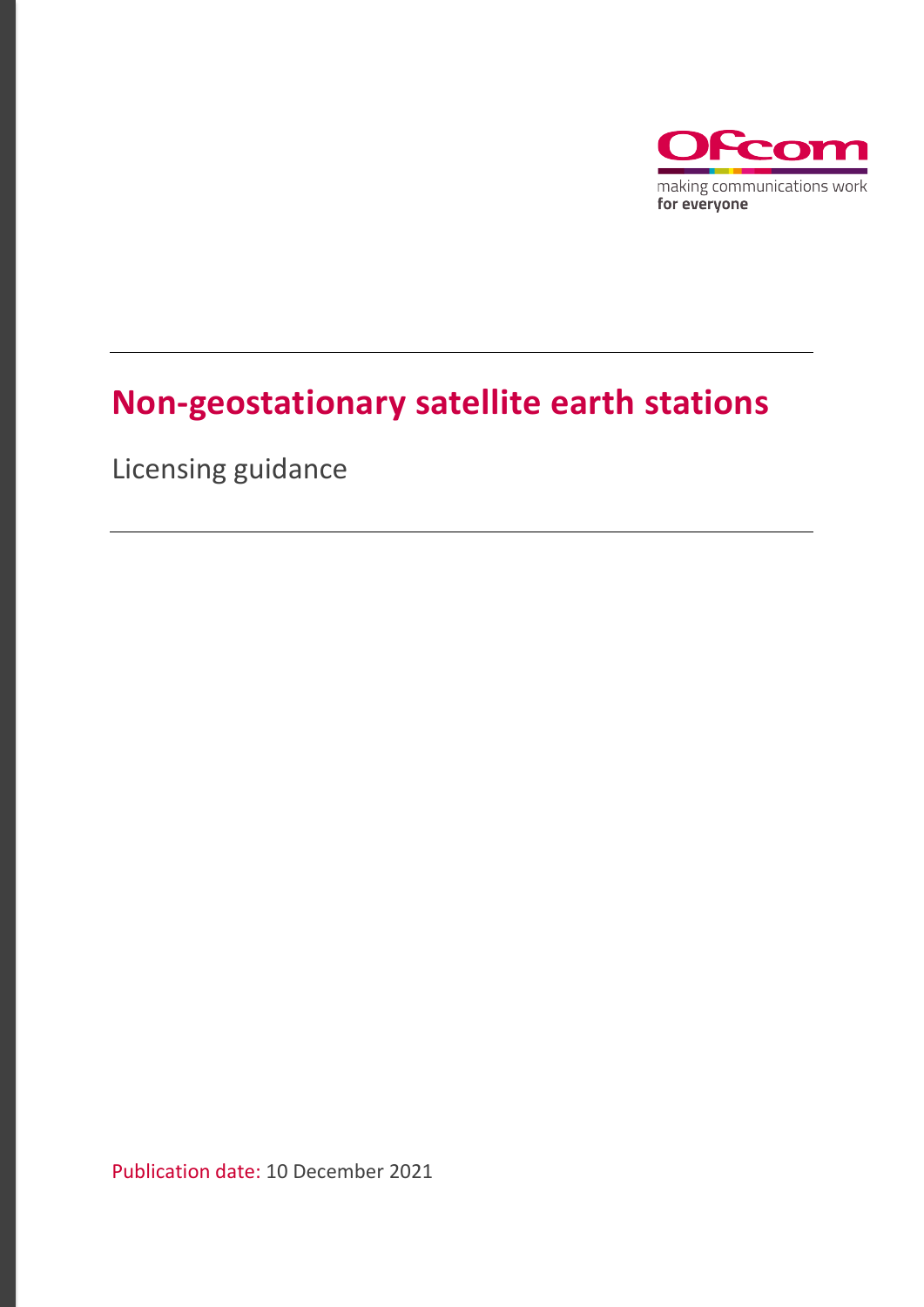Ofcom

making communications work
**for everyone**

# Non-geostationary satellite earth stations

Licensing guidance

Publication date: 10 December 2021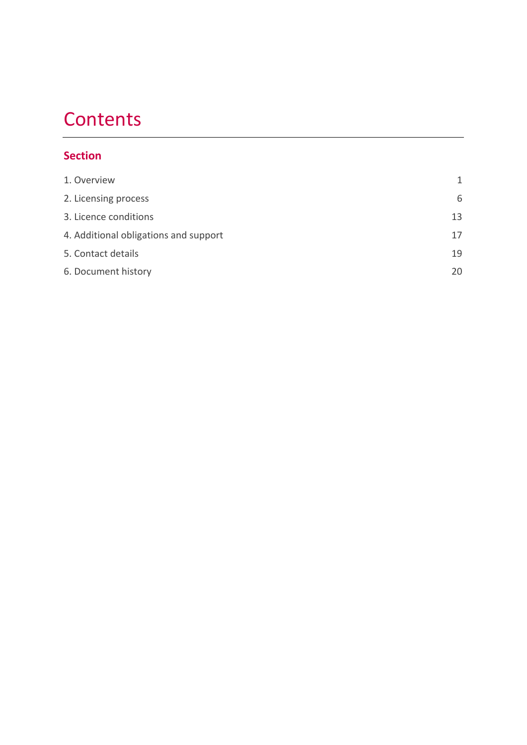# Contents

**Section**

| | |
|---|---|
| 1. Overview | 1 |
| 2. Licensing process | 6 |
| 3. Licence conditions | 13 |
| 4. Additional obligations and support | 17 |
| 5. Contact details | 19 |
| 6. Document history | 20 |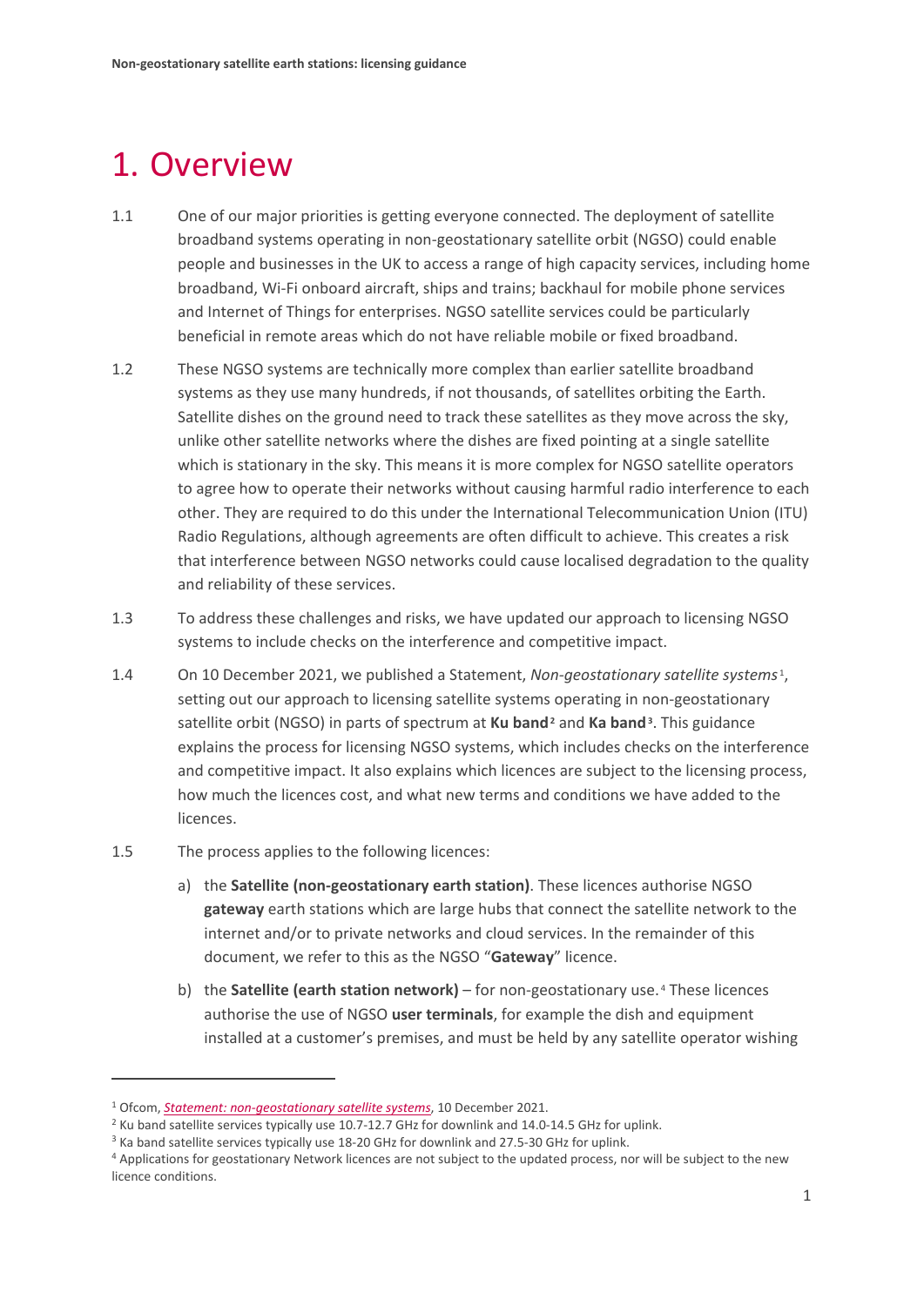# 1. Overview

1.1 One of our major priorities is getting everyone connected. The deployment of satellite broadband systems operating in non-geostationary satellite orbit (NGSO) could enable people and businesses in the UK to access a range of high capacity services, including home broadband, Wi-Fi onboard aircraft, ships and trains; backhaul for mobile phone services and Internet of Things for enterprises. NGSO satellite services could be particularly beneficial in remote areas which do not have reliable mobile or fixed broadband.

1.2 These NGSO systems are technically more complex than earlier satellite broadband systems as they use many hundreds, if not thousands, of satellites orbiting the Earth. Satellite dishes on the ground need to track these satellites as they move across the sky, unlike other satellite networks where the dishes are fixed pointing at a single satellite which is stationary in the sky. This means it is more complex for NGSO satellite operators to agree how to operate their networks without causing harmful radio interference to each other. They are required to do this under the International Telecommunication Union (ITU) Radio Regulations, although agreements are often difficult to achieve. This creates a risk that interference between NGSO networks could cause localised degradation to the quality and reliability of these services.

1.3 To address these challenges and risks, we have updated our approach to licensing NGSO systems to include checks on the interference and competitive impact.

1.4 On 10 December 2021, we published a Statement, *Non-geostationary satellite systems*[1], setting out our approach to licensing satellite systems operating in non-geostationary satellite orbit (NGSO) in parts of spectrum at **Ku band**[2] and **Ka band**[3]. This guidance explains the process for licensing NGSO systems, which includes checks on the interference and competitive impact. It also explains which licences are subject to the licensing process, how much the licences cost, and what new terms and conditions we have added to the licences.

1.5 The process applies to the following licences:

a) the **Satellite (non-geostationary earth station)**. These licences authorise NGSO **gateway** earth stations which are large hubs that connect the satellite network to the internet and/or to private networks and cloud services. In the remainder of this document, we refer to this as the NGSO "**Gateway**" licence.

b) the **Satellite (earth station network)** – for non-geostationary use.[4] These licences authorise the use of NGSO **user terminals**, for example the dish and equipment installed at a customer's premises, and must be held by any satellite operator wishing

---

[1] Ofcom, *Statement: non-geostationary satellite systems*, 10 December 2021.

[2] Ku band satellite services typically use 10.7-12.7 GHz for downlink and 14.0-14.5 GHz for uplink.

[3] Ka band satellite services typically use 18-20 GHz for downlink and 27.5-30 GHz for uplink.

[4] Applications for geostationary Network licences are not subject to the updated process, nor will be subject to the new licence conditions.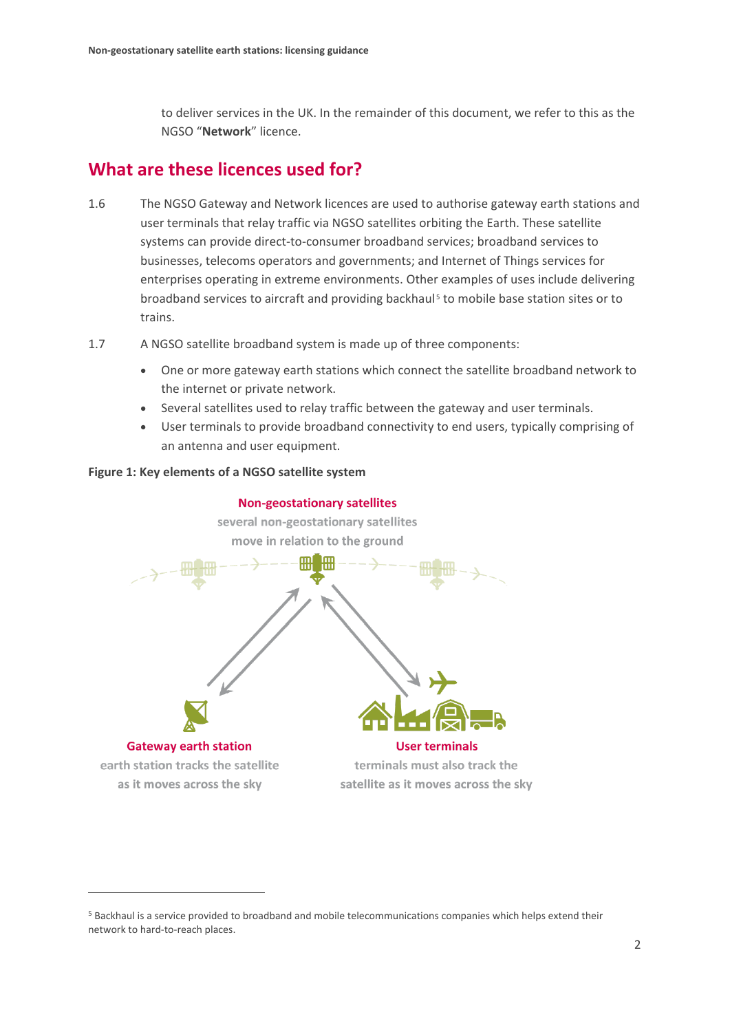to deliver services in the UK. In the remainder of this document, we refer to this as the NGSO "**Network**" licence.

## What are these licences used for?

1.6 The NGSO Gateway and Network licences are used to authorise gateway earth stations and user terminals that relay traffic via NGSO satellites orbiting the Earth. These satellite systems can provide direct-to-consumer broadband services; broadband services to businesses, telecoms operators and governments; and Internet of Things services for enterprises operating in extreme environments. Other examples of uses include delivering broadband services to aircraft and providing backhaul[5] to mobile base station sites or to trains.

1.7 A NGSO satellite broadband system is made up of three components:

- One or more gateway earth stations which connect the satellite broadband network to the internet or private network.
- Several satellites used to relay traffic between the gateway and user terminals.
- User terminals to provide broadband connectivity to end users, typically comprising of an antenna and user equipment.

**Figure 1: Key elements of a NGSO satellite system**

Non-geostationary satellites
several non-geostationary satellites move in relation to the ground

Gateway earth station
earth station tracks the satellite as it moves across the sky

User terminals
terminals must also track the satellite as it moves across the sky

[5] Backhaul is a service provided to broadband and mobile telecommunications companies which helps extend their network to hard-to-reach places.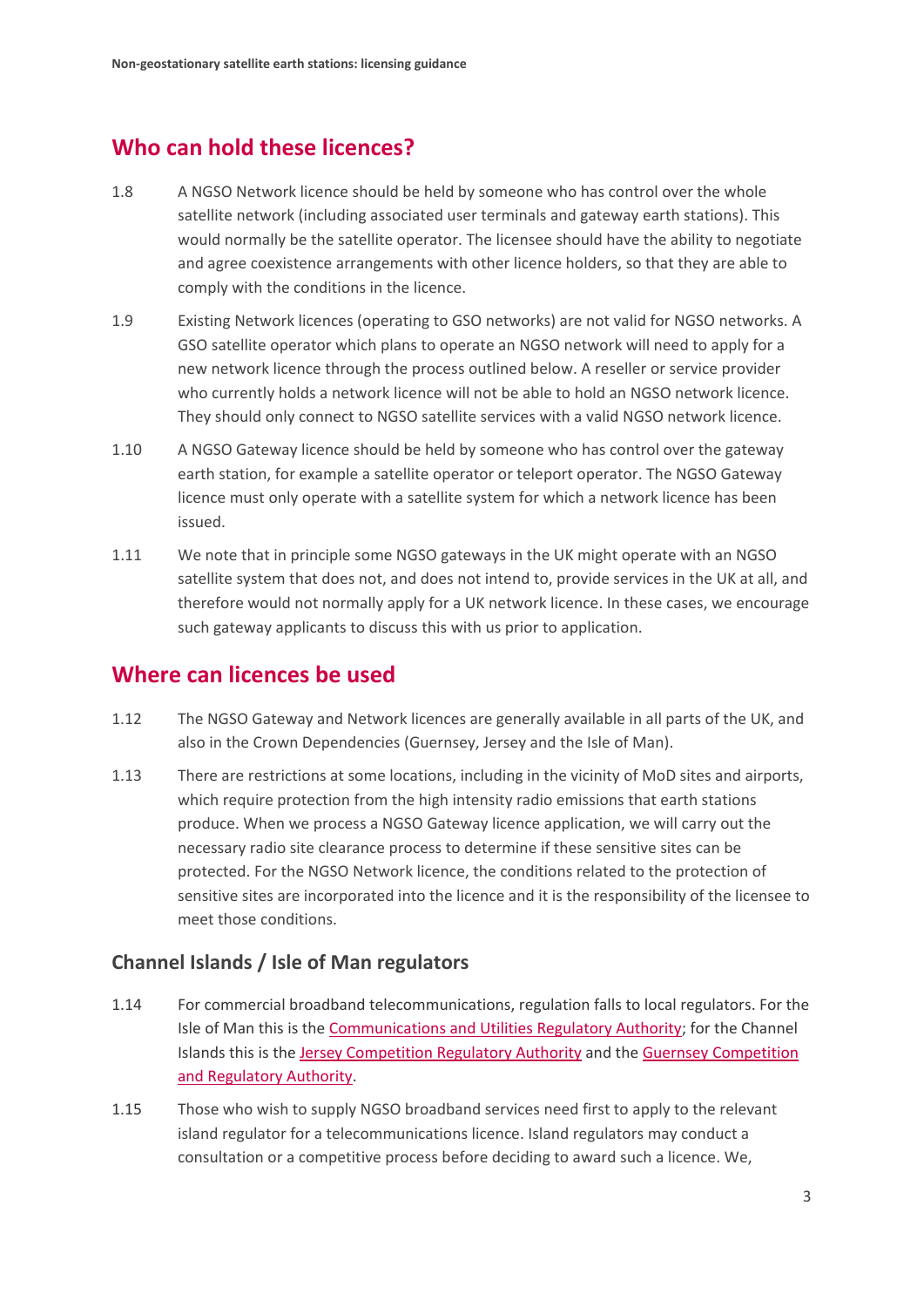## Who can hold these licences?

1.8 A NGSO Network licence should be held by someone who has control over the whole satellite network (including associated user terminals and gateway earth stations). This would normally be the satellite operator. The licensee should have the ability to negotiate and agree coexistence arrangements with other licence holders, so that they are able to comply with the conditions in the licence.

1.9 Existing Network licences (operating to GSO networks) are not valid for NGSO networks. A GSO satellite operator which plans to operate an NGSO network will need to apply for a new network licence through the process outlined below. A reseller or service provider who currently holds a network licence will not be able to hold an NGSO network licence. They should only connect to NGSO satellite services with a valid NGSO network licence.

1.10 A NGSO Gateway licence should be held by someone who has control over the gateway earth station, for example a satellite operator or teleport operator. The NGSO Gateway licence must only operate with a satellite system for which a network licence has been issued.

1.11 We note that in principle some NGSO gateways in the UK might operate with an NGSO satellite system that does not, and does not intend to, provide services in the UK at all, and therefore would not normally apply for a UK network licence. In these cases, we encourage such gateway applicants to discuss this with us prior to application.

## Where can licences be used

1.12 The NGSO Gateway and Network licences are generally available in all parts of the UK, and also in the Crown Dependencies (Guernsey, Jersey and the Isle of Man).

1.13 There are restrictions at some locations, including in the vicinity of MoD sites and airports, which require protection from the high intensity radio emissions that earth stations produce. When we process a NGSO Gateway licence application, we will carry out the necessary radio site clearance process to determine if these sensitive sites can be protected. For the NGSO Network licence, the conditions related to the protection of sensitive sites are incorporated into the licence and it is the responsibility of the licensee to meet those conditions.

### Channel Islands / Isle of Man regulators

1.14 For commercial broadband telecommunications, regulation falls to local regulators. For the Isle of Man this is the Communications and Utilities Regulatory Authority; for the Channel Islands this is the Jersey Competition Regulatory Authority and the Guernsey Competition and Regulatory Authority.

1.15 Those who wish to supply NGSO broadband services need first to apply to the relevant island regulator for a telecommunications licence. Island regulators may conduct a consultation or a competitive process before deciding to award such a licence. We,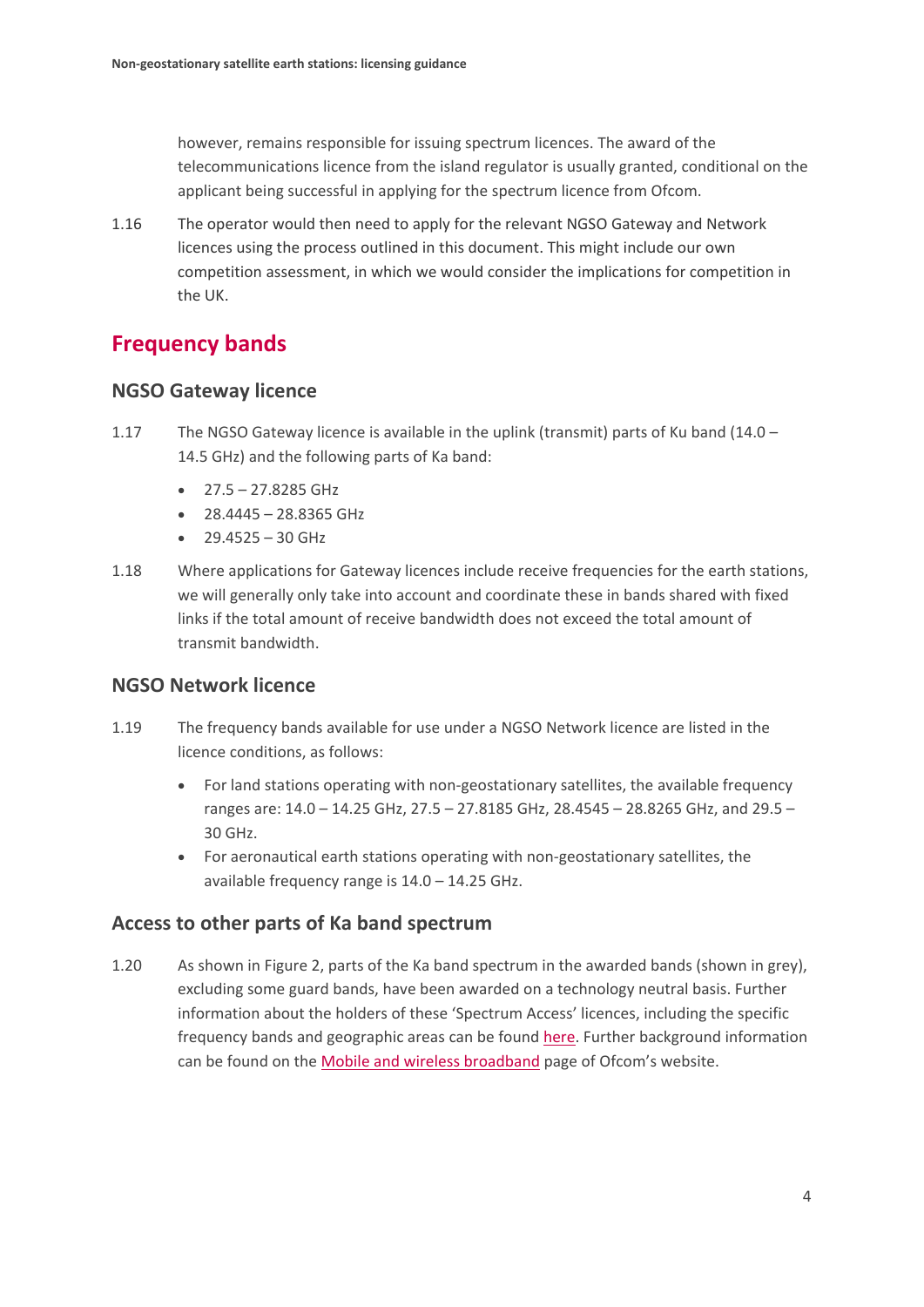however, remains responsible for issuing spectrum licences. The award of the telecommunications licence from the island regulator is usually granted, conditional on the applicant being successful in applying for the spectrum licence from Ofcom.

1.16 The operator would then need to apply for the relevant NGSO Gateway and Network licences using the process outlined in this document. This might include our own competition assessment, in which we would consider the implications for competition in the UK.

## Frequency bands

### NGSO Gateway licence

1.17 The NGSO Gateway licence is available in the uplink (transmit) parts of Ku band (14.0 – 14.5 GHz) and the following parts of Ka band:

- 27.5 – 27.8285 GHz
- 28.4445 – 28.8365 GHz
- 29.4525 – 30 GHz

1.18 Where applications for Gateway licences include receive frequencies for the earth stations, we will generally only take into account and coordinate these in bands shared with fixed links if the total amount of receive bandwidth does not exceed the total amount of transmit bandwidth.

### NGSO Network licence

1.19 The frequency bands available for use under a NGSO Network licence are listed in the licence conditions, as follows:

- For land stations operating with non-geostationary satellites, the available frequency ranges are: 14.0 – 14.25 GHz, 27.5 – 27.8185 GHz, 28.4545 – 28.8265 GHz, and 29.5 – 30 GHz.
- For aeronautical earth stations operating with non-geostationary satellites, the available frequency range is 14.0 – 14.25 GHz.

### Access to other parts of Ka band spectrum

1.20 As shown in Figure 2, parts of the Ka band spectrum in the awarded bands (shown in grey), excluding some guard bands, have been awarded on a technology neutral basis. Further information about the holders of these 'Spectrum Access' licences, including the specific frequency bands and geographic areas can be found [here](). Further background information can be found on the [Mobile and wireless broadband]() page of Ofcom's website.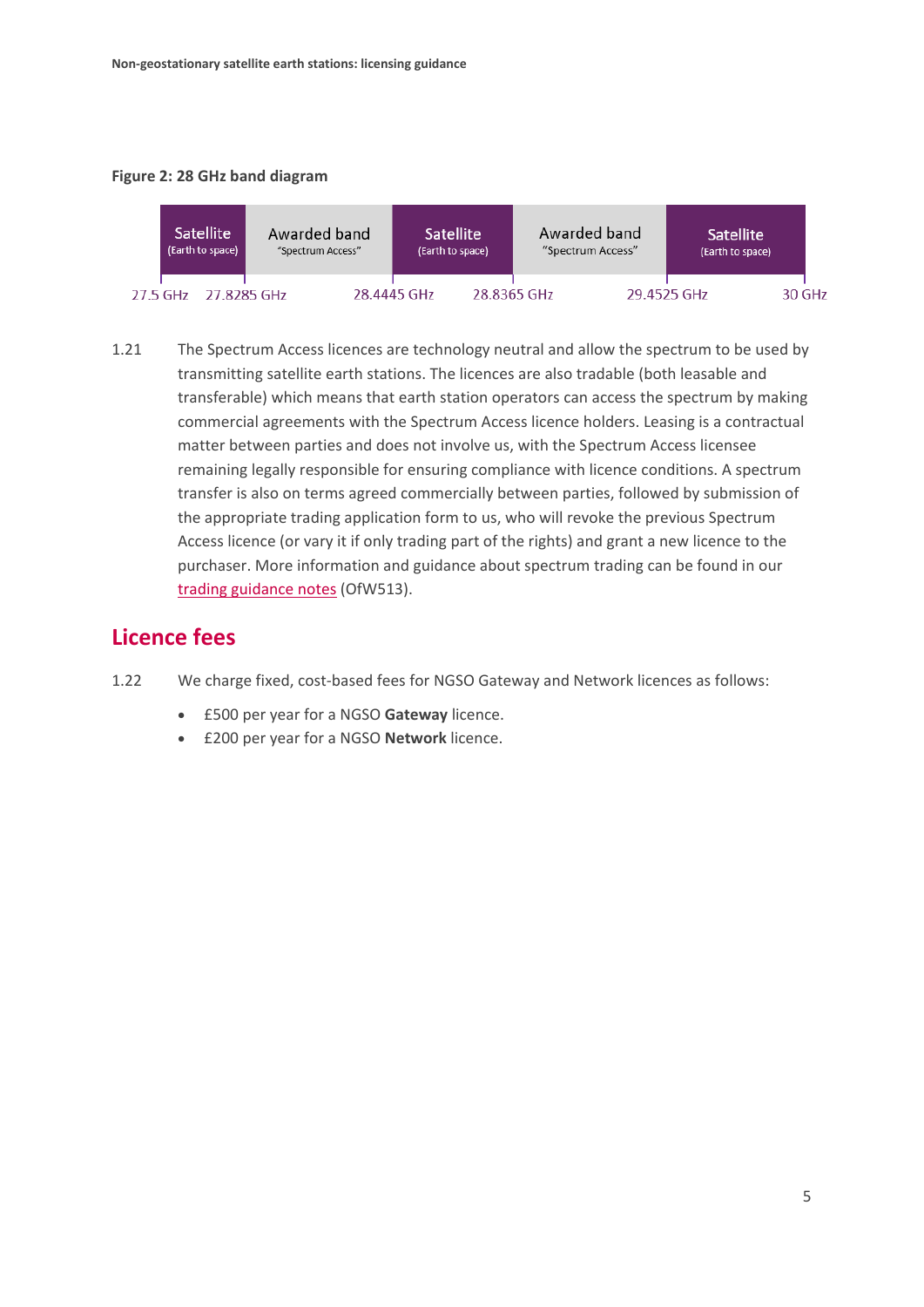**Figure 2: 28 GHz band diagram**

| Satellite (Earth to space) | Awarded band "Spectrum Access" | Satellite (Earth to space) | Awarded band "Spectrum Access" | Satellite (Earth to space) |
|---|---|---|---|---|
| 27.5 GHz – 27.8285 GHz | 27.8285 GHz – 28.4445 GHz | 28.4445 GHz – 28.8365 GHz | 28.8365 GHz – 29.4525 GHz | 29.4525 GHz – 30 GHz |

1.21 The Spectrum Access licences are technology neutral and allow the spectrum to be used by transmitting satellite earth stations. The licences are also tradable (both leasable and transferable) which means that earth station operators can access the spectrum by making commercial agreements with the Spectrum Access licence holders. Leasing is a contractual matter between parties and does not involve us, with the Spectrum Access licensee remaining legally responsible for ensuring compliance with licence conditions. A spectrum transfer is also on terms agreed commercially between parties, followed by submission of the appropriate trading application form to us, who will revoke the previous Spectrum Access licence (or vary it if only trading part of the rights) and grant a new licence to the purchaser. More information and guidance about spectrum trading can be found in our trading guidance notes (OfW513).

## Licence fees

1.22 We charge fixed, cost-based fees for NGSO Gateway and Network licences as follows:

- £500 per year for a NGSO **Gateway** licence.
- £200 per year for a NGSO **Network** licence.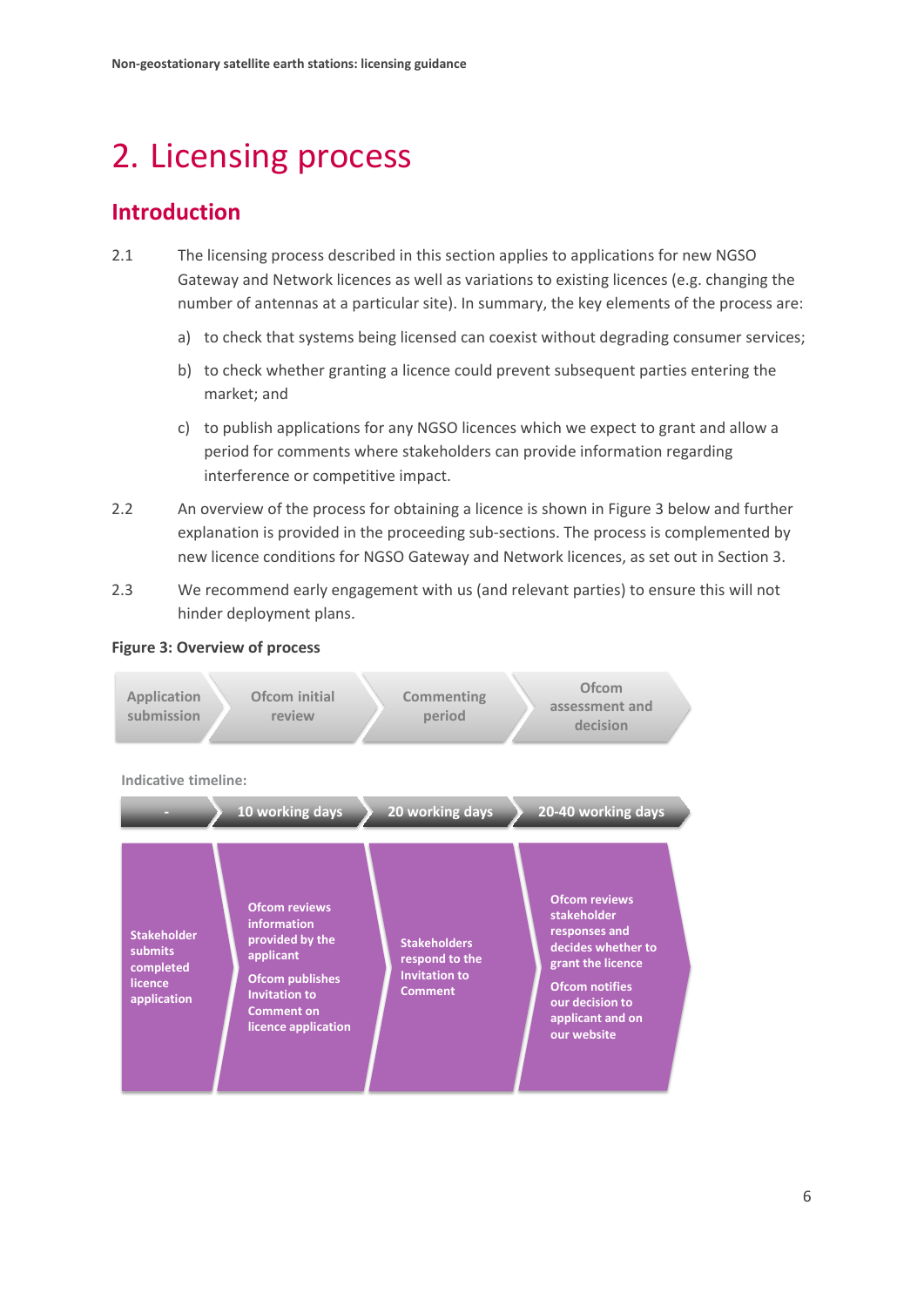# 2. Licensing process

## Introduction

2.1 The licensing process described in this section applies to applications for new NGSO Gateway and Network licences as well as variations to existing licences (e.g. changing the number of antennas at a particular site). In summary, the key elements of the process are:

a) to check that systems being licensed can coexist without degrading consumer services;

b) to check whether granting a licence could prevent subsequent parties entering the market; and

c) to publish applications for any NGSO licences which we expect to grant and allow a period for comments where stakeholders can provide information regarding interference or competitive impact.

2.2 An overview of the process for obtaining a licence is shown in Figure 3 below and further explanation is provided in the proceeding sub-sections. The process is complemented by new licence conditions for NGSO Gateway and Network licences, as set out in Section 3.

2.3 We recommend early engagement with us (and relevant parties) to ensure this will not hinder deployment plans.

**Figure 3: Overview of process**

| Application submission | Ofcom initial review | Commenting period | Ofcom assessment and decision |
|---|---|---|---|
| **Indicative timeline:** | | | |
| - | 10 working days | 20 working days | 20-40 working days |
| Stakeholder submits completed licence application | Ofcom reviews information provided by the applicant<br><br>Ofcom publishes Invitation to Comment on licence application | Stakeholders respond to the Invitation to Comment | Ofcom reviews stakeholder responses and decides whether to grant the licence<br><br>Ofcom notifies our decision to applicant and on our website |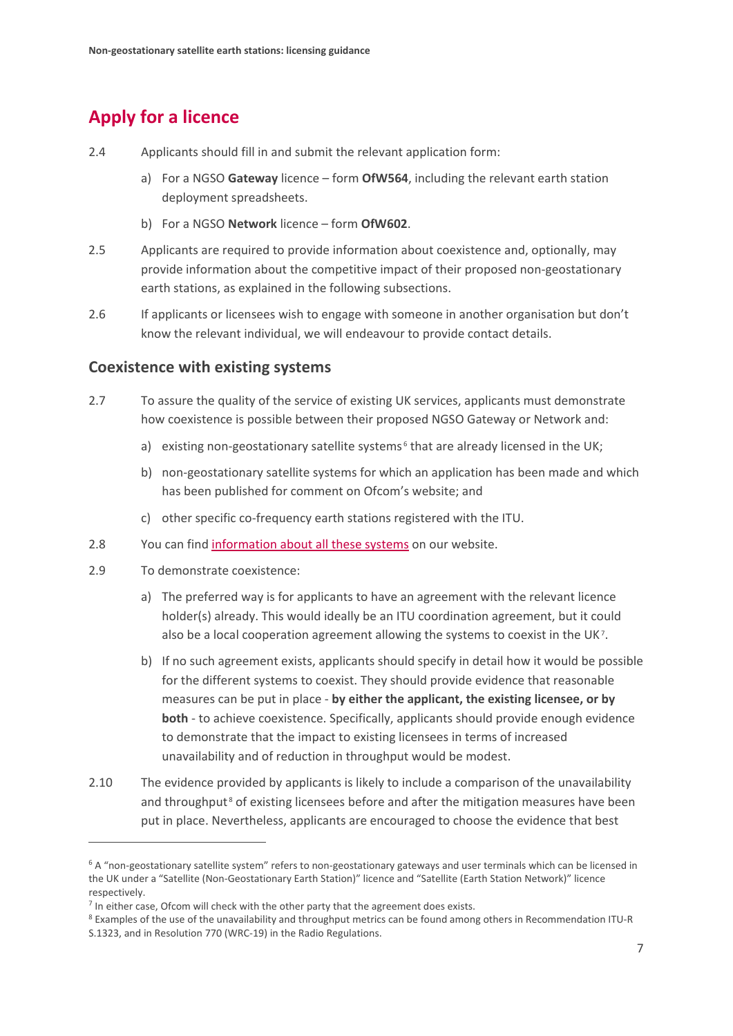## Apply for a licence

2.4 Applicants should fill in and submit the relevant application form:

a) For a NGSO **Gateway** licence – form **OfW564**, including the relevant earth station deployment spreadsheets.

b) For a NGSO **Network** licence – form **OfW602**.

2.5 Applicants are required to provide information about coexistence and, optionally, may provide information about the competitive impact of their proposed non-geostationary earth stations, as explained in the following subsections.

2.6 If applicants or licensees wish to engage with someone in another organisation but don't know the relevant individual, we will endeavour to provide contact details.

### Coexistence with existing systems

2.7 To assure the quality of the service of existing UK services, applicants must demonstrate how coexistence is possible between their proposed NGSO Gateway or Network and:

a) existing non-geostationary satellite systems[6] that are already licensed in the UK;

b) non-geostationary satellite systems for which an application has been made and which has been published for comment on Ofcom's website; and

c) other specific co-frequency earth stations registered with the ITU.

2.8 You can find information about all these systems on our website.

2.9 To demonstrate coexistence:

a) The preferred way is for applicants to have an agreement with the relevant licence holder(s) already. This would ideally be an ITU coordination agreement, but it could also be a local cooperation agreement allowing the systems to coexist in the UK[7].

b) If no such agreement exists, applicants should specify in detail how it would be possible for the different systems to coexist. They should provide evidence that reasonable measures can be put in place - **by either the applicant, the existing licensee, or by both** - to achieve coexistence. Specifically, applicants should provide enough evidence to demonstrate that the impact to existing licensees in terms of increased unavailability and of reduction in throughput would be modest.

2.10 The evidence provided by applicants is likely to include a comparison of the unavailability and throughput[8] of existing licensees before and after the mitigation measures have been put in place. Nevertheless, applicants are encouraged to choose the evidence that best

[6] A "non-geostationary satellite system" refers to non-geostationary gateways and user terminals which can be licensed in the UK under a "Satellite (Non-Geostationary Earth Station)" licence and "Satellite (Earth Station Network)" licence respectively.

[7] In either case, Ofcom will check with the other party that the agreement does exists.

[8] Examples of the use of the unavailability and throughput metrics can be found among others in Recommendation ITU-R S.1323, and in Resolution 770 (WRC-19) in the Radio Regulations.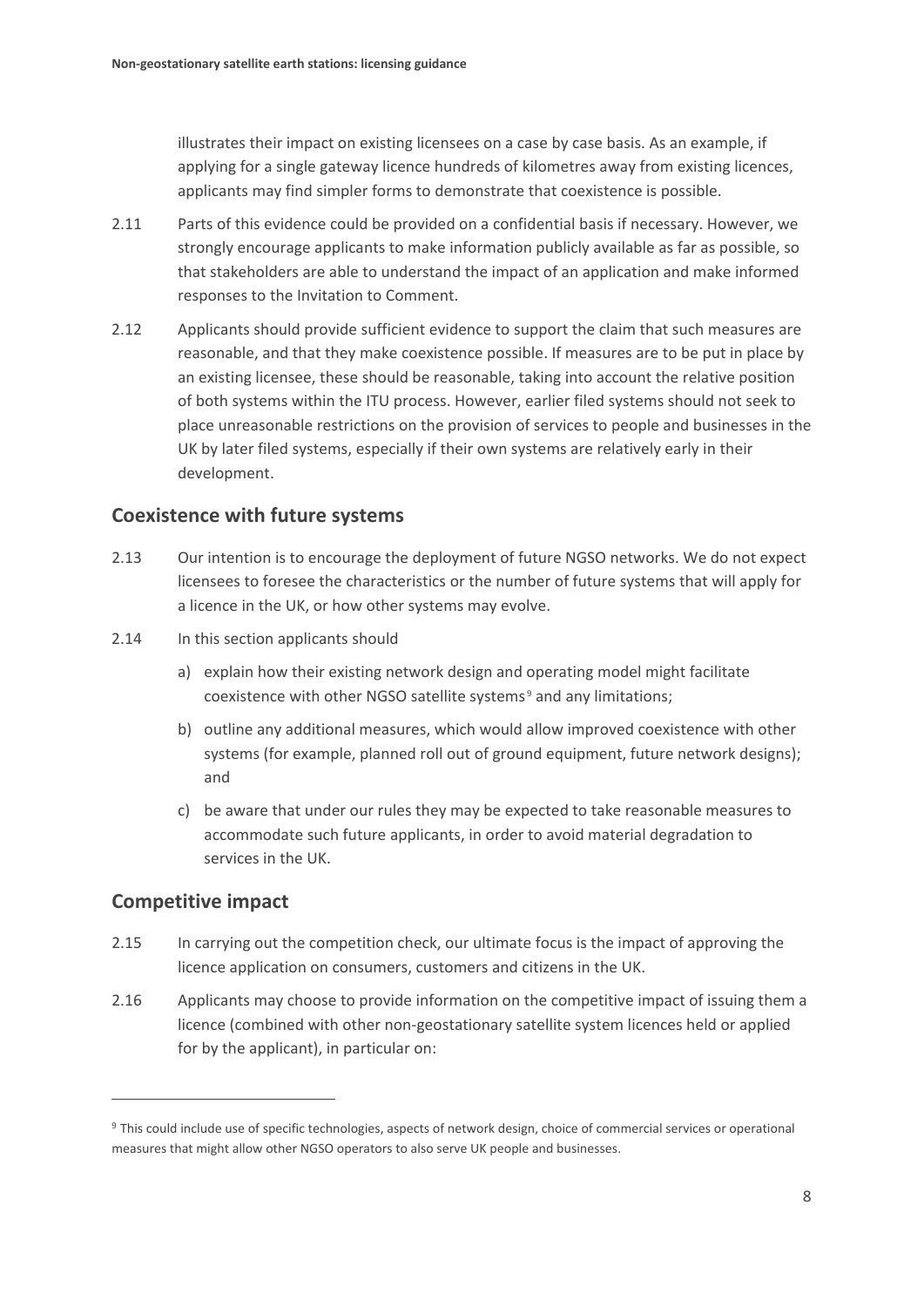illustrates their impact on existing licensees on a case by case basis. As an example, if applying for a single gateway licence hundreds of kilometres away from existing licences, applicants may find simpler forms to demonstrate that coexistence is possible.

2.11 Parts of this evidence could be provided on a confidential basis if necessary. However, we strongly encourage applicants to make information publicly available as far as possible, so that stakeholders are able to understand the impact of an application and make informed responses to the Invitation to Comment.

2.12 Applicants should provide sufficient evidence to support the claim that such measures are reasonable, and that they make coexistence possible. If measures are to be put in place by an existing licensee, these should be reasonable, taking into account the relative position of both systems within the ITU process. However, earlier filed systems should not seek to place unreasonable restrictions on the provision of services to people and businesses in the UK by later filed systems, especially if their own systems are relatively early in their development.

## Coexistence with future systems

2.13 Our intention is to encourage the deployment of future NGSO networks. We do not expect licensees to foresee the characteristics or the number of future systems that will apply for a licence in the UK, or how other systems may evolve.

2.14 In this section applicants should

a) explain how their existing network design and operating model might facilitate coexistence with other NGSO satellite systems[9] and any limitations;

b) outline any additional measures, which would allow improved coexistence with other systems (for example, planned roll out of ground equipment, future network designs); and

c) be aware that under our rules they may be expected to take reasonable measures to accommodate such future applicants, in order to avoid material degradation to services in the UK.

## Competitive impact

2.15 In carrying out the competition check, our ultimate focus is the impact of approving the licence application on consumers, customers and citizens in the UK.

2.16 Applicants may choose to provide information on the competitive impact of issuing them a licence (combined with other non-geostationary satellite system licences held or applied for by the applicant), in particular on:

[9] This could include use of specific technologies, aspects of network design, choice of commercial services or operational measures that might allow other NGSO operators to also serve UK people and businesses.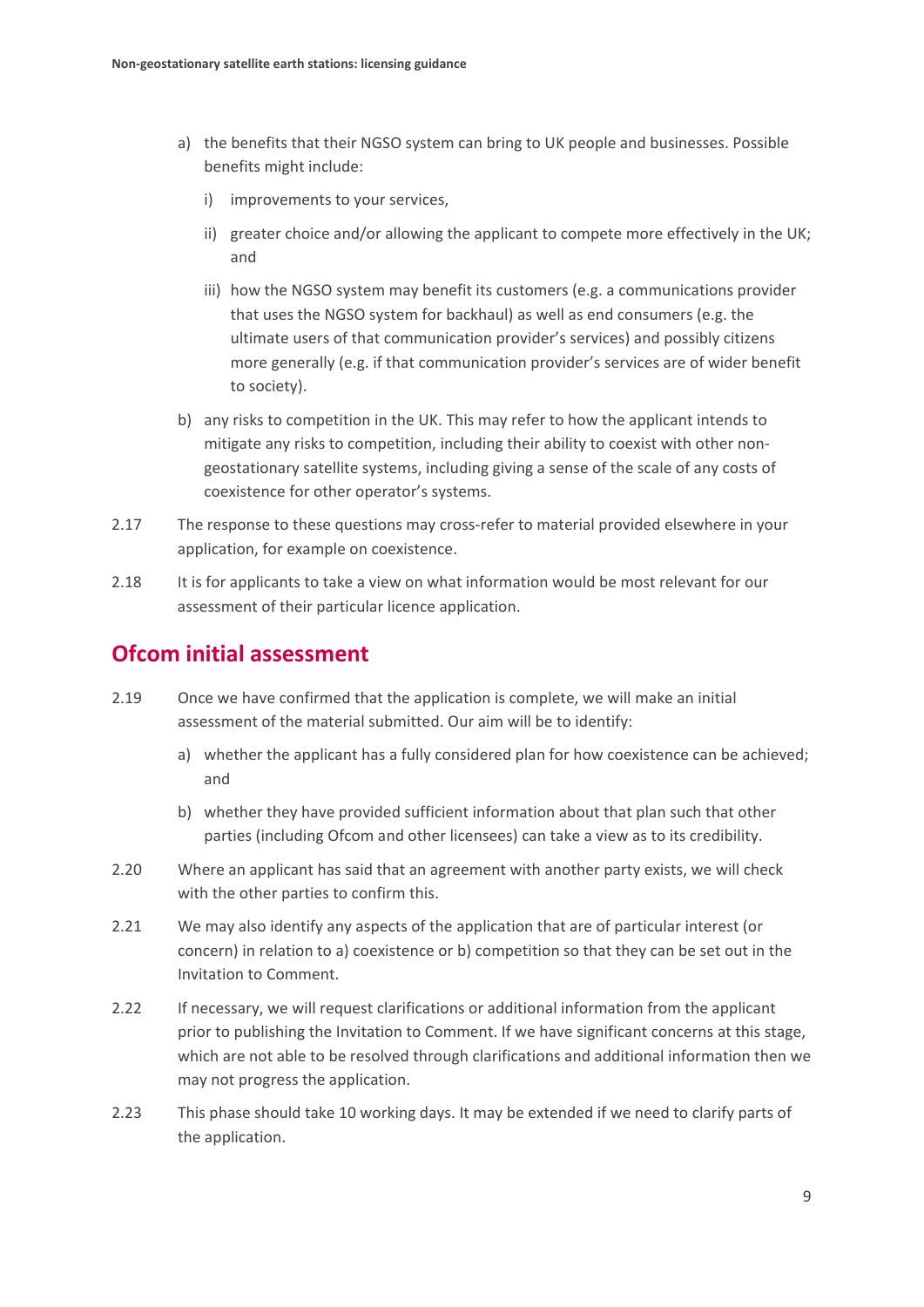a) the benefits that their NGSO system can bring to UK people and businesses. Possible benefits might include:

   i) improvements to your services,

   ii) greater choice and/or allowing the applicant to compete more effectively in the UK; and

   iii) how the NGSO system may benefit its customers (e.g. a communications provider that uses the NGSO system for backhaul) as well as end consumers (e.g. the ultimate users of that communication provider's services) and possibly citizens more generally (e.g. if that communication provider's services are of wider benefit to society).

b) any risks to competition in the UK. This may refer to how the applicant intends to mitigate any risks to competition, including their ability to coexist with other non-geostationary satellite systems, including giving a sense of the scale of any costs of coexistence for other operator's systems.

2.17 The response to these questions may cross-refer to material provided elsewhere in your application, for example on coexistence.

2.18 It is for applicants to take a view on what information would be most relevant for our assessment of their particular licence application.

## Ofcom initial assessment

2.19 Once we have confirmed that the application is complete, we will make an initial assessment of the material submitted. Our aim will be to identify:

a) whether the applicant has a fully considered plan for how coexistence can be achieved; and

b) whether they have provided sufficient information about that plan such that other parties (including Ofcom and other licensees) can take a view as to its credibility.

2.20 Where an applicant has said that an agreement with another party exists, we will check with the other parties to confirm this.

2.21 We may also identify any aspects of the application that are of particular interest (or concern) in relation to a) coexistence or b) competition so that they can be set out in the Invitation to Comment.

2.22 If necessary, we will request clarifications or additional information from the applicant prior to publishing the Invitation to Comment. If we have significant concerns at this stage, which are not able to be resolved through clarifications and additional information then we may not progress the application.

2.23 This phase should take 10 working days. It may be extended if we need to clarify parts of the application.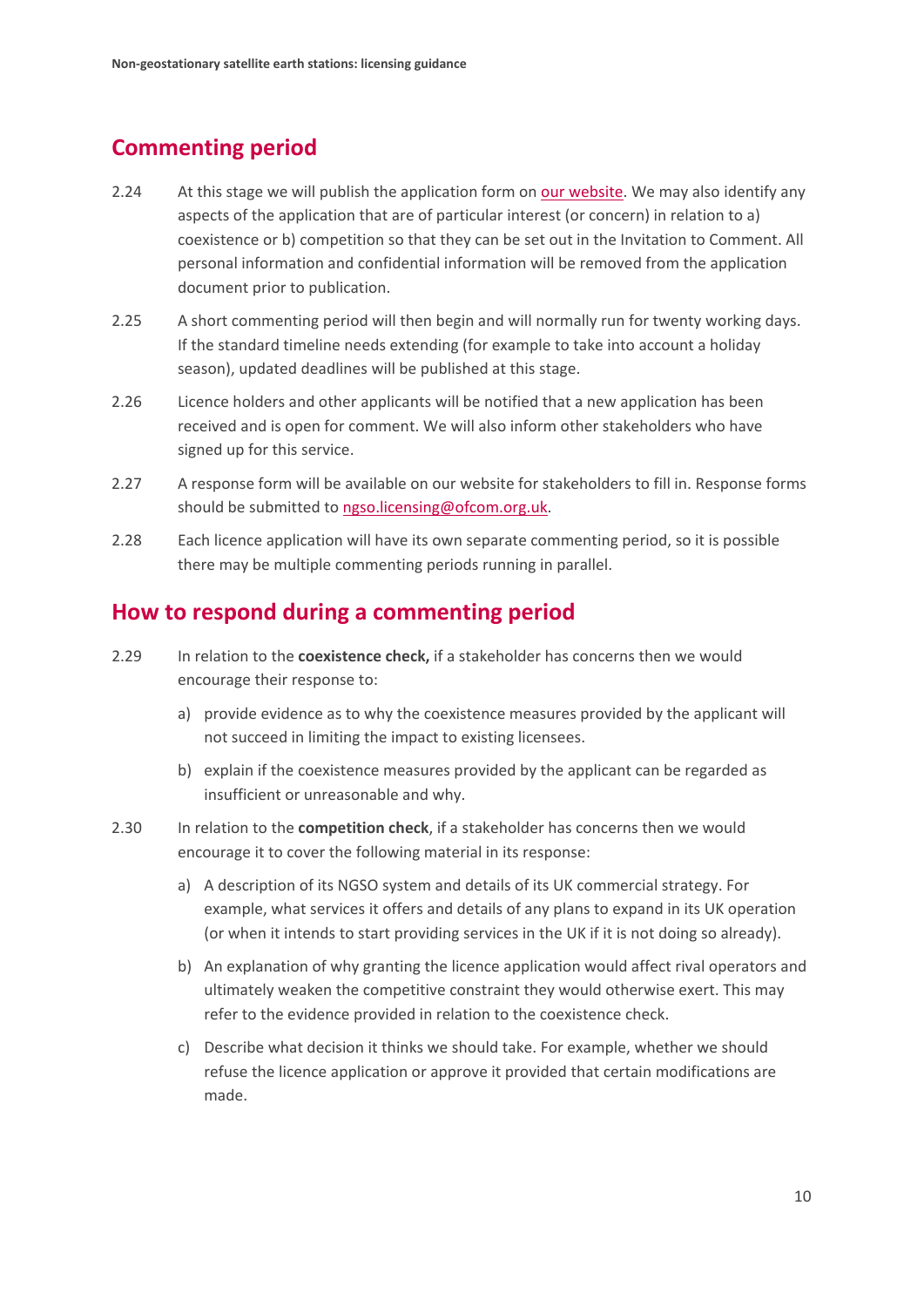## Commenting period

2.24 At this stage we will publish the application form on [our website](). We may also identify any aspects of the application that are of particular interest (or concern) in relation to a) coexistence or b) competition so that they can be set out in the Invitation to Comment. All personal information and confidential information will be removed from the application document prior to publication.

2.25 A short commenting period will then begin and will normally run for twenty working days. If the standard timeline needs extending (for example to take into account a holiday season), updated deadlines will be published at this stage.

2.26 Licence holders and other applicants will be notified that a new application has been received and is open for comment. We will also inform other stakeholders who have signed up for this service.

2.27 A response form will be available on our website for stakeholders to fill in. Response forms should be submitted to ngso.licensing@ofcom.org.uk.

2.28 Each licence application will have its own separate commenting period, so it is possible there may be multiple commenting periods running in parallel.

## How to respond during a commenting period

2.29 In relation to the **coexistence check,** if a stakeholder has concerns then we would encourage their response to:

a) provide evidence as to why the coexistence measures provided by the applicant will not succeed in limiting the impact to existing licensees.

b) explain if the coexistence measures provided by the applicant can be regarded as insufficient or unreasonable and why.

2.30 In relation to the **competition check**, if a stakeholder has concerns then we would encourage it to cover the following material in its response:

a) A description of its NGSO system and details of its UK commercial strategy. For example, what services it offers and details of any plans to expand in its UK operation (or when it intends to start providing services in the UK if it is not doing so already).

b) An explanation of why granting the licence application would affect rival operators and ultimately weaken the competitive constraint they would otherwise exert. This may refer to the evidence provided in relation to the coexistence check.

c) Describe what decision it thinks we should take. For example, whether we should refuse the licence application or approve it provided that certain modifications are made.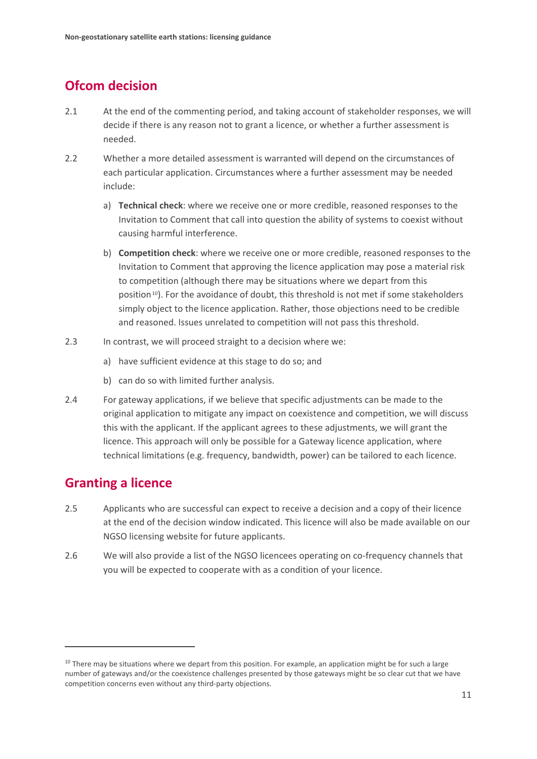## Ofcom decision

2.1 At the end of the commenting period, and taking account of stakeholder responses, we will decide if there is any reason not to grant a licence, or whether a further assessment is needed.

2.2 Whether a more detailed assessment is warranted will depend on the circumstances of each particular application. Circumstances where a further assessment may be needed include:

a) **Technical check**: where we receive one or more credible, reasoned responses to the Invitation to Comment that call into question the ability of systems to coexist without causing harmful interference.

b) **Competition check**: where we receive one or more credible, reasoned responses to the Invitation to Comment that approving the licence application may pose a material risk to competition (although there may be situations where we depart from this position[10]). For the avoidance of doubt, this threshold is not met if some stakeholders simply object to the licence application. Rather, those objections need to be credible and reasoned. Issues unrelated to competition will not pass this threshold.

2.3 In contrast, we will proceed straight to a decision where we:

a) have sufficient evidence at this stage to do so; and

b) can do so with limited further analysis.

2.4 For gateway applications, if we believe that specific adjustments can be made to the original application to mitigate any impact on coexistence and competition, we will discuss this with the applicant. If the applicant agrees to these adjustments, we will grant the licence. This approach will only be possible for a Gateway licence application, where technical limitations (e.g. frequency, bandwidth, power) can be tailored to each licence.

## Granting a licence

2.5 Applicants who are successful can expect to receive a decision and a copy of their licence at the end of the decision window indicated. This licence will also be made available on our NGSO licensing website for future applicants.

2.6 We will also provide a list of the NGSO licencees operating on co-frequency channels that you will be expected to cooperate with as a condition of your licence.

---

[10] There may be situations where we depart from this position. For example, an application might be for such a large number of gateways and/or the coexistence challenges presented by those gateways might be so clear cut that we have competition concerns even without any third-party objections.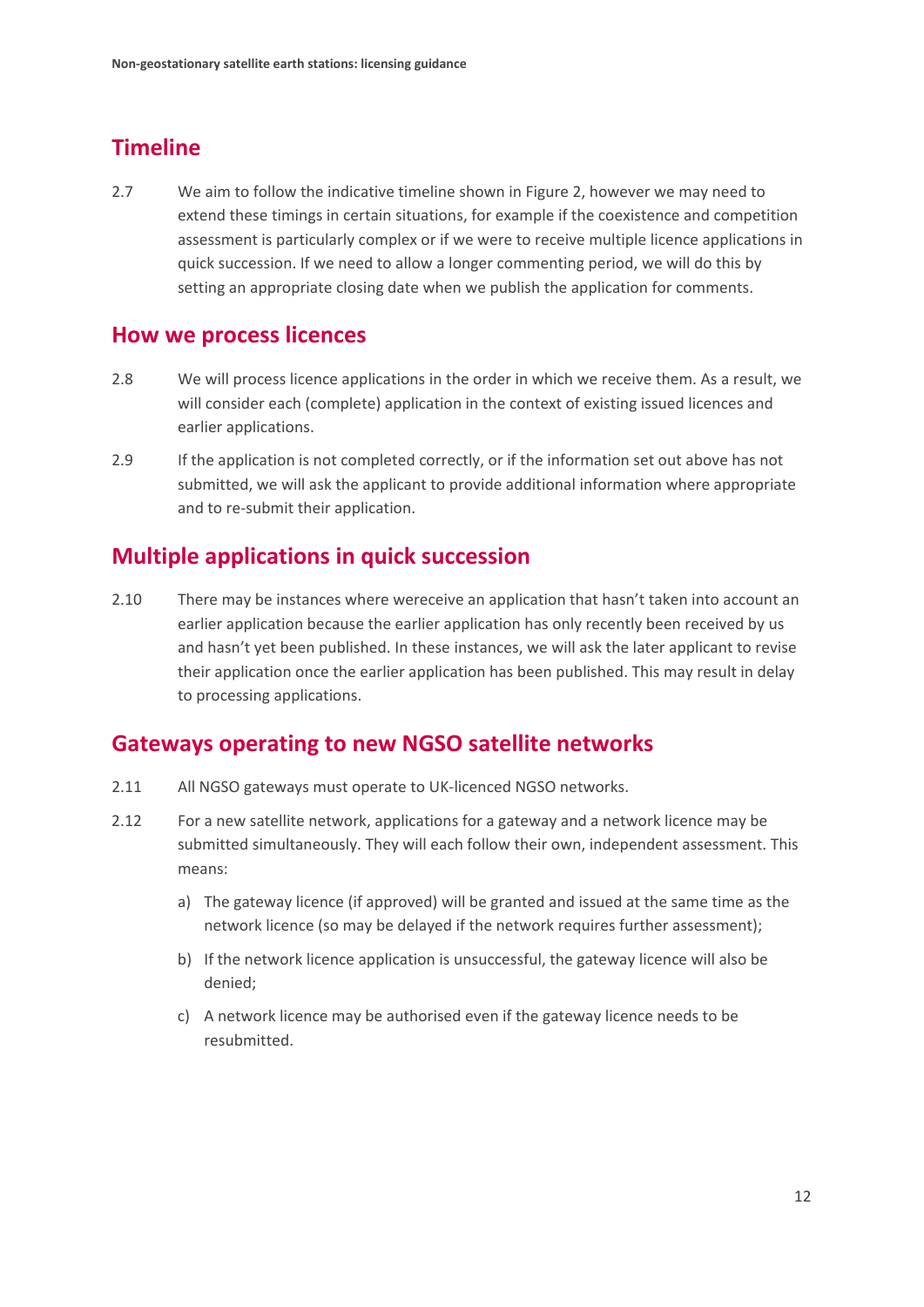## Timeline

2.7 We aim to follow the indicative timeline shown in Figure 2, however we may need to extend these timings in certain situations, for example if the coexistence and competition assessment is particularly complex or if we were to receive multiple licence applications in quick succession. If we need to allow a longer commenting period, we will do this by setting an appropriate closing date when we publish the application for comments.

## How we process licences

2.8 We will process licence applications in the order in which we receive them. As a result, we will consider each (complete) application in the context of existing issued licences and earlier applications.

2.9 If the application is not completed correctly, or if the information set out above has not submitted, we will ask the applicant to provide additional information where appropriate and to re-submit their application.

## Multiple applications in quick succession

2.10 There may be instances where wereceive an application that hasn't taken into account an earlier application because the earlier application has only recently been received by us and hasn't yet been published. In these instances, we will ask the later applicant to revise their application once the earlier application has been published. This may result in delay to processing applications.

## Gateways operating to new NGSO satellite networks

2.11 All NGSO gateways must operate to UK-licenced NGSO networks.

2.12 For a new satellite network, applications for a gateway and a network licence may be submitted simultaneously. They will each follow their own, independent assessment. This means:

a) The gateway licence (if approved) will be granted and issued at the same time as the network licence (so may be delayed if the network requires further assessment);

b) If the network licence application is unsuccessful, the gateway licence will also be denied;

c) A network licence may be authorised even if the gateway licence needs to be resubmitted.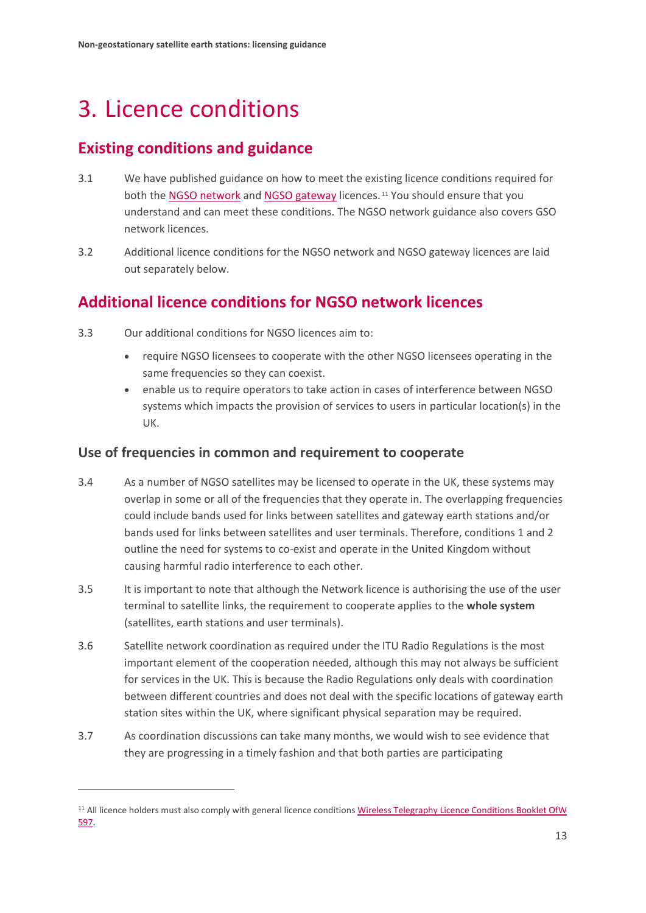# 3. Licence conditions

## Existing conditions and guidance

3.1 We have published guidance on how to meet the existing licence conditions required for both the NGSO network and NGSO gateway licences.[11] You should ensure that you understand and can meet these conditions. The NGSO network guidance also covers GSO network licences.

3.2 Additional licence conditions for the NGSO network and NGSO gateway licences are laid out separately below.

## Additional licence conditions for NGSO network licences

3.3 Our additional conditions for NGSO licences aim to:

- require NGSO licensees to cooperate with the other NGSO licensees operating in the same frequencies so they can coexist.
- enable us to require operators to take action in cases of interference between NGSO systems which impacts the provision of services to users in particular location(s) in the UK.

### Use of frequencies in common and requirement to cooperate

3.4 As a number of NGSO satellites may be licensed to operate in the UK, these systems may overlap in some or all of the frequencies that they operate in. The overlapping frequencies could include bands used for links between satellites and gateway earth stations and/or bands used for links between satellites and user terminals. Therefore, conditions 1 and 2 outline the need for systems to co-exist and operate in the United Kingdom without causing harmful radio interference to each other.

3.5 It is important to note that although the Network licence is authorising the use of the user terminal to satellite links, the requirement to cooperate applies to the **whole system** (satellites, earth stations and user terminals).

3.6 Satellite network coordination as required under the ITU Radio Regulations is the most important element of the cooperation needed, although this may not always be sufficient for services in the UK. This is because the Radio Regulations only deals with coordination between different countries and does not deal with the specific locations of gateway earth station sites within the UK, where significant physical separation may be required.

3.7 As coordination discussions can take many months, we would wish to see evidence that they are progressing in a timely fashion and that both parties are participating

[11] All licence holders must also comply with general licence conditions Wireless Telegraphy Licence Conditions Booklet OfW 597.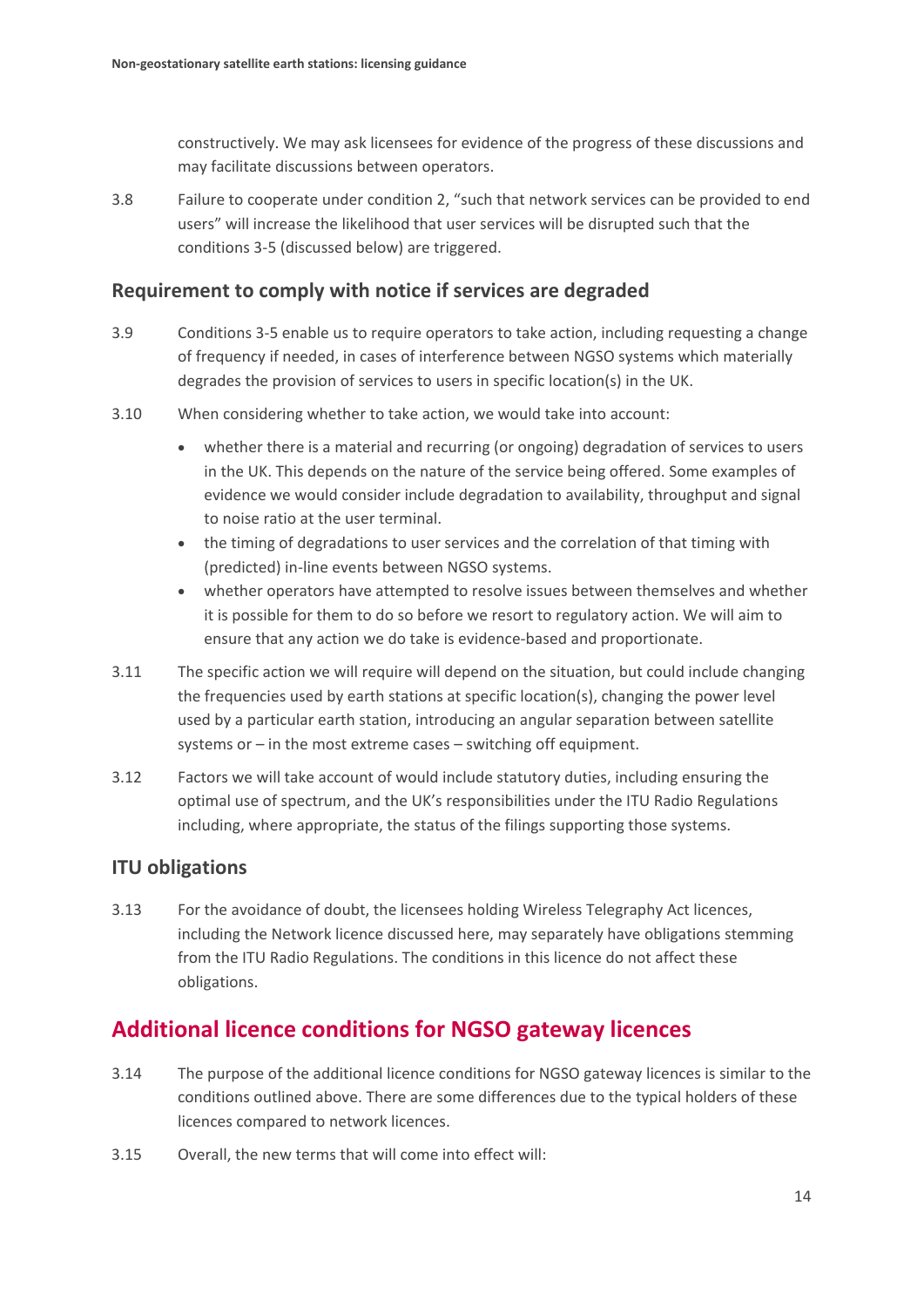constructively. We may ask licensees for evidence of the progress of these discussions and may facilitate discussions between operators.

3.8 Failure to cooperate under condition 2, "such that network services can be provided to end users" will increase the likelihood that user services will be disrupted such that the conditions 3-5 (discussed below) are triggered.

## Requirement to comply with notice if services are degraded

3.9 Conditions 3-5 enable us to require operators to take action, including requesting a change of frequency if needed, in cases of interference between NGSO systems which materially degrades the provision of services to users in specific location(s) in the UK.

3.10 When considering whether to take action, we would take into account:

- whether there is a material and recurring (or ongoing) degradation of services to users in the UK. This depends on the nature of the service being offered. Some examples of evidence we would consider include degradation to availability, throughput and signal to noise ratio at the user terminal.
- the timing of degradations to user services and the correlation of that timing with (predicted) in-line events between NGSO systems.
- whether operators have attempted to resolve issues between themselves and whether it is possible for them to do so before we resort to regulatory action. We will aim to ensure that any action we do take is evidence-based and proportionate.

3.11 The specific action we will require will depend on the situation, but could include changing the frequencies used by earth stations at specific location(s), changing the power level used by a particular earth station, introducing an angular separation between satellite systems or – in the most extreme cases – switching off equipment.

3.12 Factors we will take account of would include statutory duties, including ensuring the optimal use of spectrum, and the UK's responsibilities under the ITU Radio Regulations including, where appropriate, the status of the filings supporting those systems.

## ITU obligations

3.13 For the avoidance of doubt, the licensees holding Wireless Telegraphy Act licences, including the Network licence discussed here, may separately have obligations stemming from the ITU Radio Regulations. The conditions in this licence do not affect these obligations.

# Additional licence conditions for NGSO gateway licences

3.14 The purpose of the additional licence conditions for NGSO gateway licences is similar to the conditions outlined above. There are some differences due to the typical holders of these licences compared to network licences.

3.15 Overall, the new terms that will come into effect will: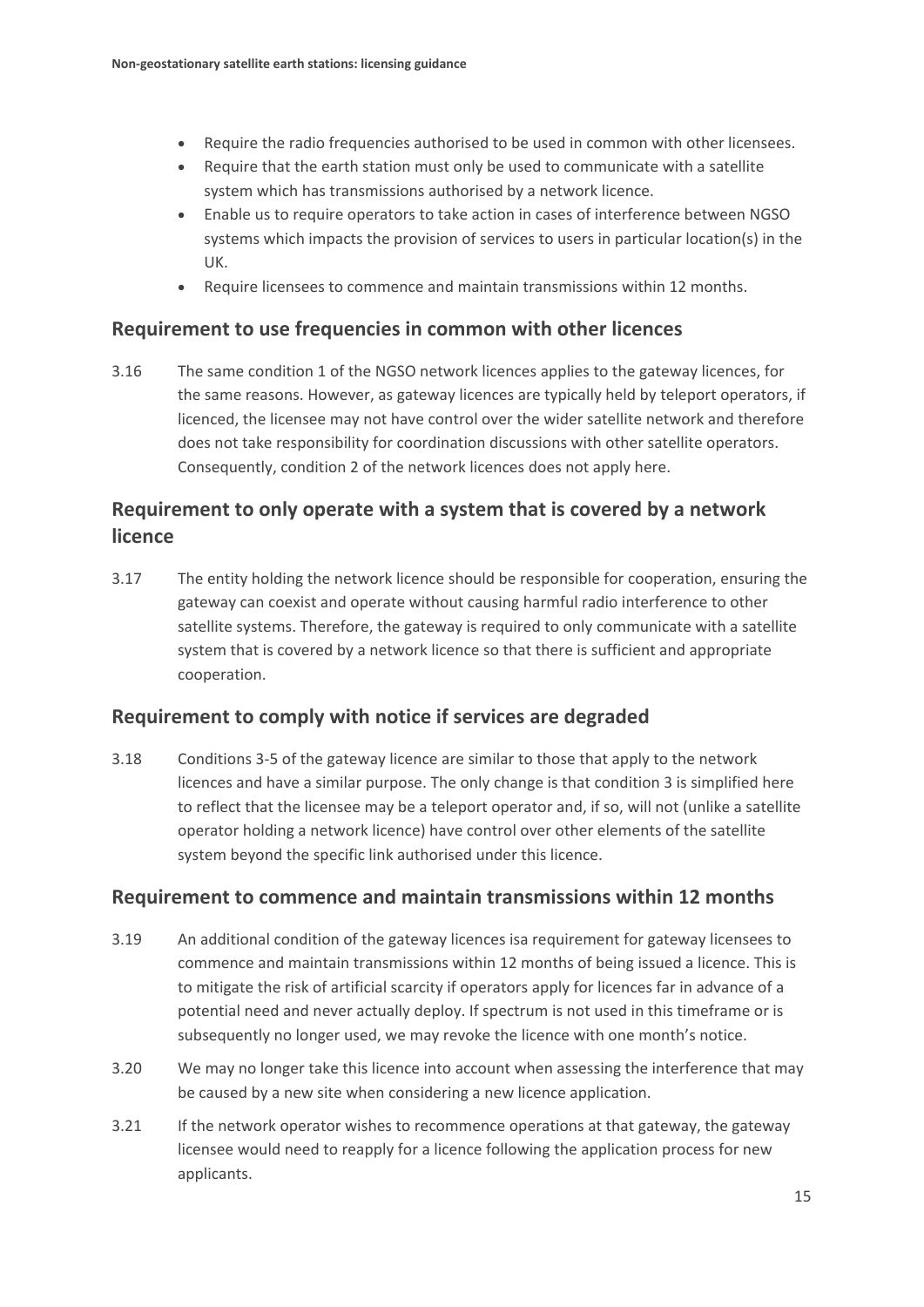- Require the radio frequencies authorised to be used in common with other licensees.
- Require that the earth station must only be used to communicate with a satellite system which has transmissions authorised by a network licence.
- Enable us to require operators to take action in cases of interference between NGSO systems which impacts the provision of services to users in particular location(s) in the UK.
- Require licensees to commence and maintain transmissions within 12 months.

## Requirement to use frequencies in common with other licences

3.16 The same condition 1 of the NGSO network licences applies to the gateway licences, for the same reasons. However, as gateway licences are typically held by teleport operators, if licenced, the licensee may not have control over the wider satellite network and therefore does not take responsibility for coordination discussions with other satellite operators. Consequently, condition 2 of the network licences does not apply here.

## Requirement to only operate with a system that is covered by a network licence

3.17 The entity holding the network licence should be responsible for cooperation, ensuring the gateway can coexist and operate without causing harmful radio interference to other satellite systems. Therefore, the gateway is required to only communicate with a satellite system that is covered by a network licence so that there is sufficient and appropriate cooperation.

## Requirement to comply with notice if services are degraded

3.18 Conditions 3-5 of the gateway licence are similar to those that apply to the network licences and have a similar purpose. The only change is that condition 3 is simplified here to reflect that the licensee may be a teleport operator and, if so, will not (unlike a satellite operator holding a network licence) have control over other elements of the satellite system beyond the specific link authorised under this licence.

## Requirement to commence and maintain transmissions within 12 months

3.19 An additional condition of the gateway licences isa requirement for gateway licensees to commence and maintain transmissions within 12 months of being issued a licence. This is to mitigate the risk of artificial scarcity if operators apply for licences far in advance of a potential need and never actually deploy. If spectrum is not used in this timeframe or is subsequently no longer used, we may revoke the licence with one month's notice.

3.20 We may no longer take this licence into account when assessing the interference that may be caused by a new site when considering a new licence application.

3.21 If the network operator wishes to recommence operations at that gateway, the gateway licensee would need to reapply for a licence following the application process for new applicants.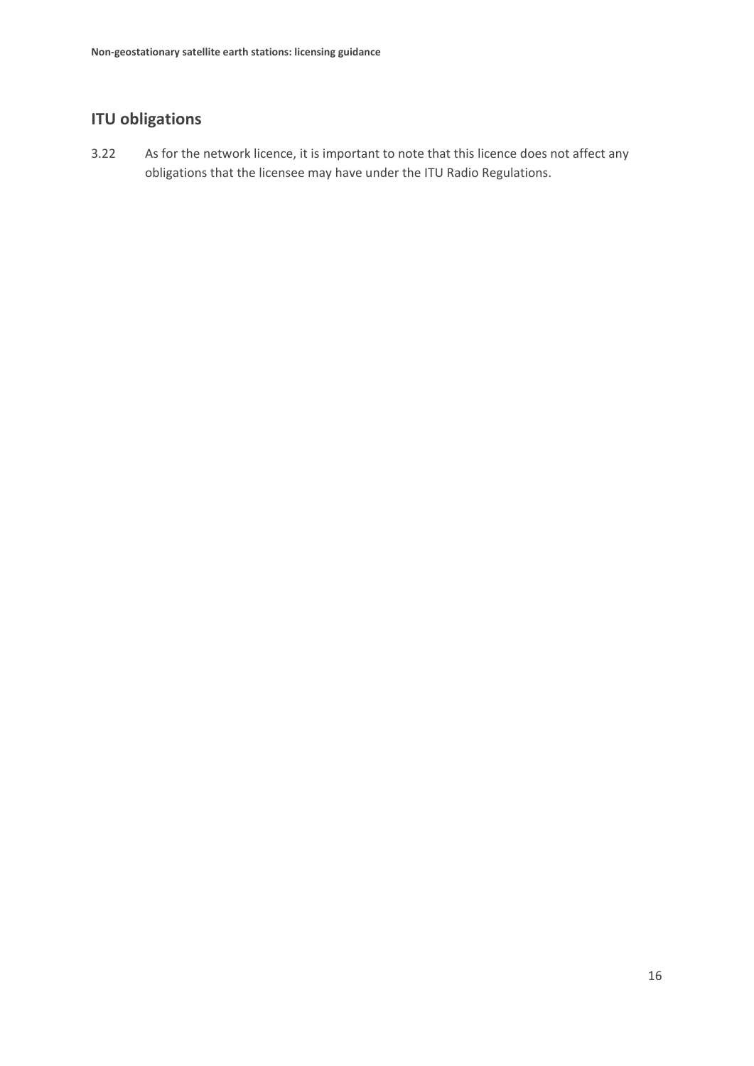## ITU obligations

3.22 As for the network licence, it is important to note that this licence does not affect any obligations that the licensee may have under the ITU Radio Regulations.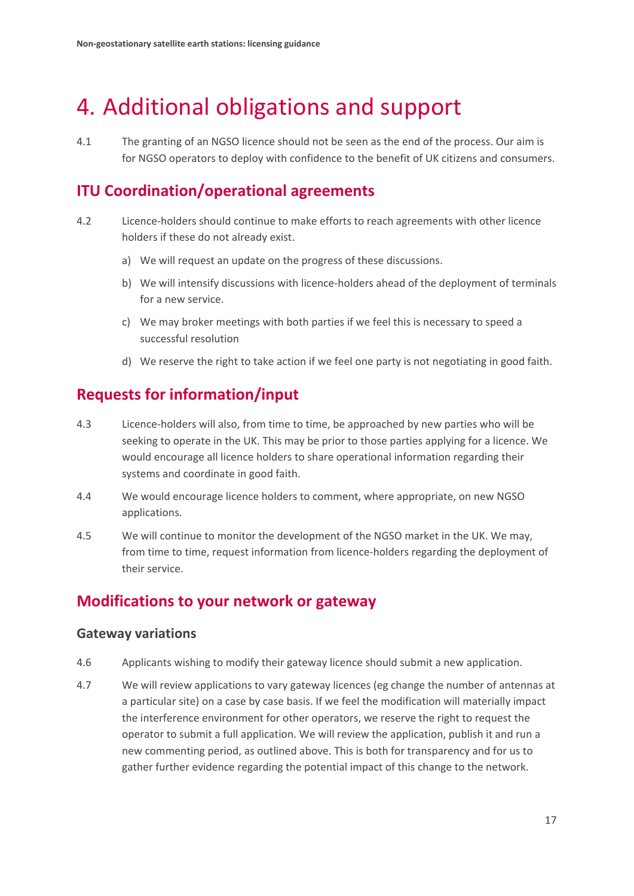# 4. Additional obligations and support

4.1 The granting of an NGSO licence should not be seen as the end of the process. Our aim is for NGSO operators to deploy with confidence to the benefit of UK citizens and consumers.

## ITU Coordination/operational agreements

4.2 Licence-holders should continue to make efforts to reach agreements with other licence holders if these do not already exist.

a) We will request an update on the progress of these discussions.

b) We will intensify discussions with licence-holders ahead of the deployment of terminals for a new service.

c) We may broker meetings with both parties if we feel this is necessary to speed a successful resolution

d) We reserve the right to take action if we feel one party is not negotiating in good faith.

## Requests for information/input

4.3 Licence-holders will also, from time to time, be approached by new parties who will be seeking to operate in the UK. This may be prior to those parties applying for a licence. We would encourage all licence holders to share operational information regarding their systems and coordinate in good faith.

4.4 We would encourage licence holders to comment, where appropriate, on new NGSO applications.

4.5 We will continue to monitor the development of the NGSO market in the UK. We may, from time to time, request information from licence-holders regarding the deployment of their service.

## Modifications to your network or gateway

### Gateway variations

4.6 Applicants wishing to modify their gateway licence should submit a new application.

4.7 We will review applications to vary gateway licences (eg change the number of antennas at a particular site) on a case by case basis. If we feel the modification will materially impact the interference environment for other operators, we reserve the right to request the operator to submit a full application. We will review the application, publish it and run a new commenting period, as outlined above. This is both for transparency and for us to gather further evidence regarding the potential impact of this change to the network.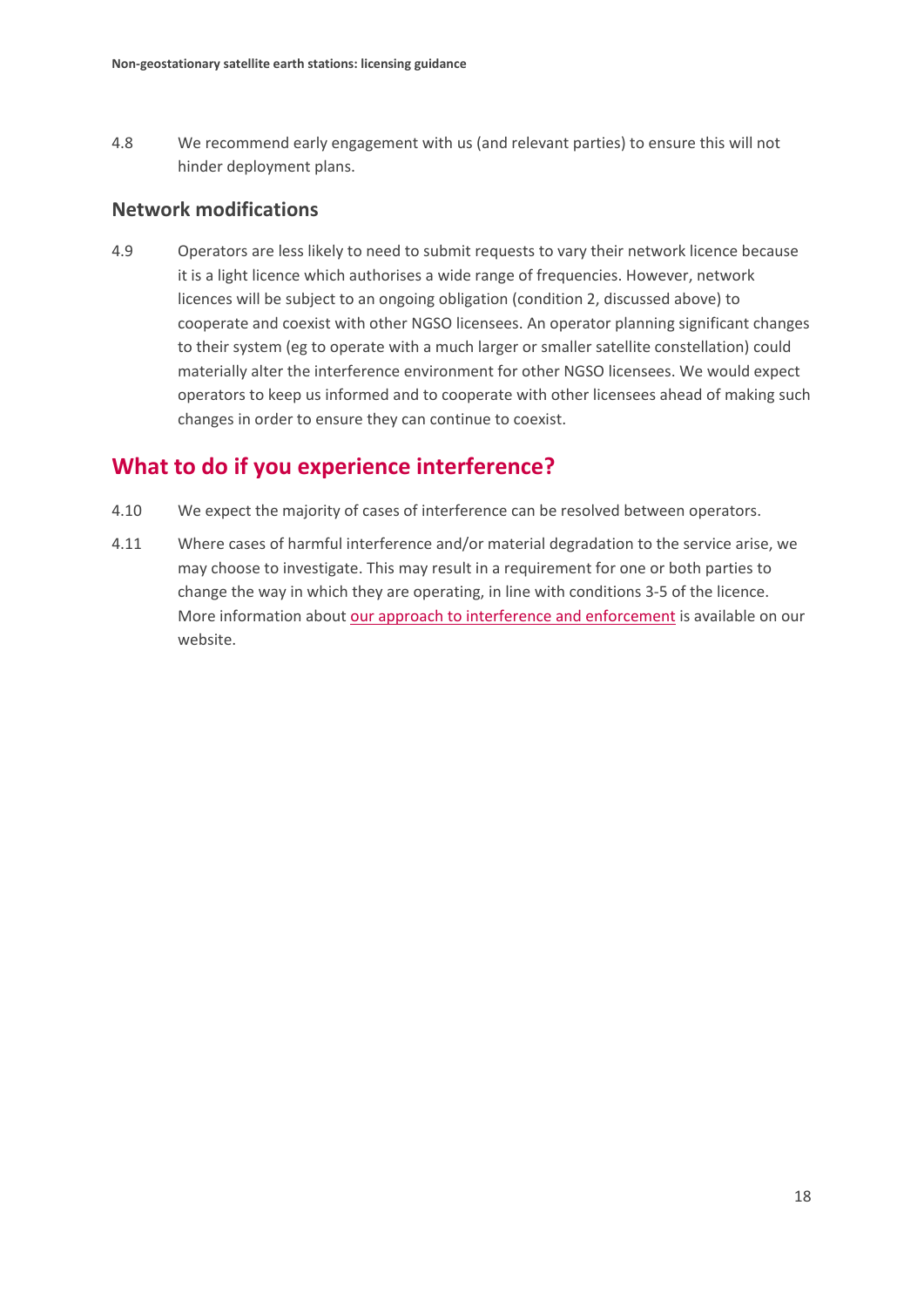4.8 We recommend early engagement with us (and relevant parties) to ensure this will not hinder deployment plans.

### Network modifications

4.9 Operators are less likely to need to submit requests to vary their network licence because it is a light licence which authorises a wide range of frequencies. However, network licences will be subject to an ongoing obligation (condition 2, discussed above) to cooperate and coexist with other NGSO licensees. An operator planning significant changes to their system (eg to operate with a much larger or smaller satellite constellation) could materially alter the interference environment for other NGSO licensees. We would expect operators to keep us informed and to cooperate with other licensees ahead of making such changes in order to ensure they can continue to coexist.

## What to do if you experience interference?

4.10 We expect the majority of cases of interference can be resolved between operators.

4.11 Where cases of harmful interference and/or material degradation to the service arise, we may choose to investigate. This may result in a requirement for one or both parties to change the way in which they are operating, in line with conditions 3-5 of the licence. More information about our approach to interference and enforcement is available on our website.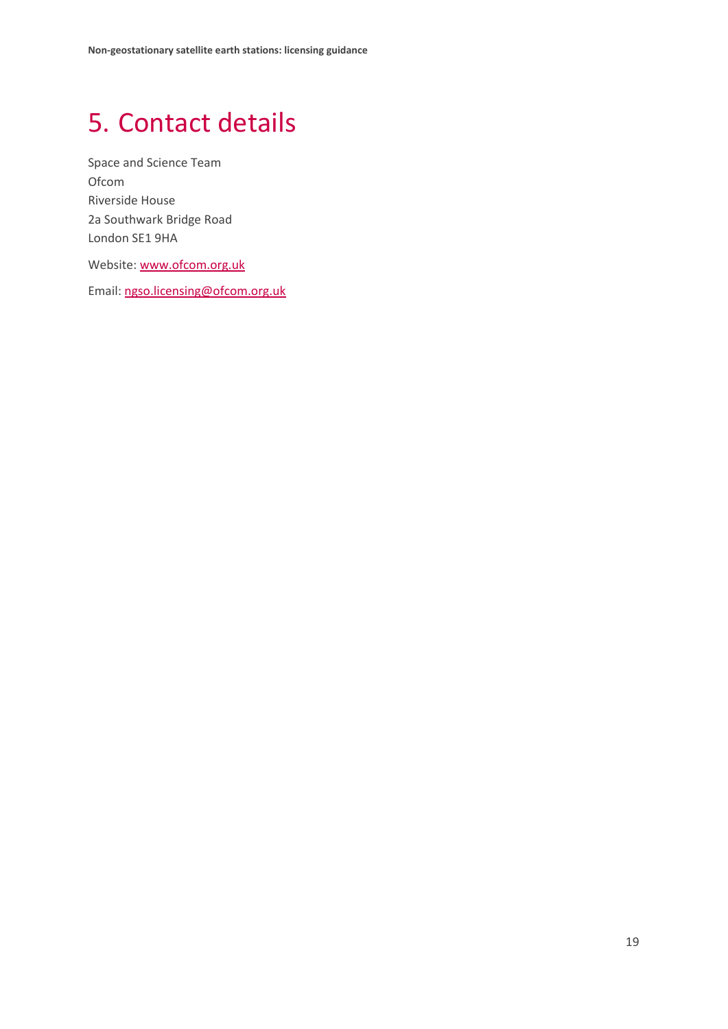# 5. Contact details

Space and Science Team
Ofcom
Riverside House
2a Southwark Bridge Road
London SE1 9HA

Website: [www.ofcom.org.uk](http://www.ofcom.org.uk)

Email: [ngso.licensing@ofcom.org.uk](mailto:ngso.licensing@ofcom.org.uk)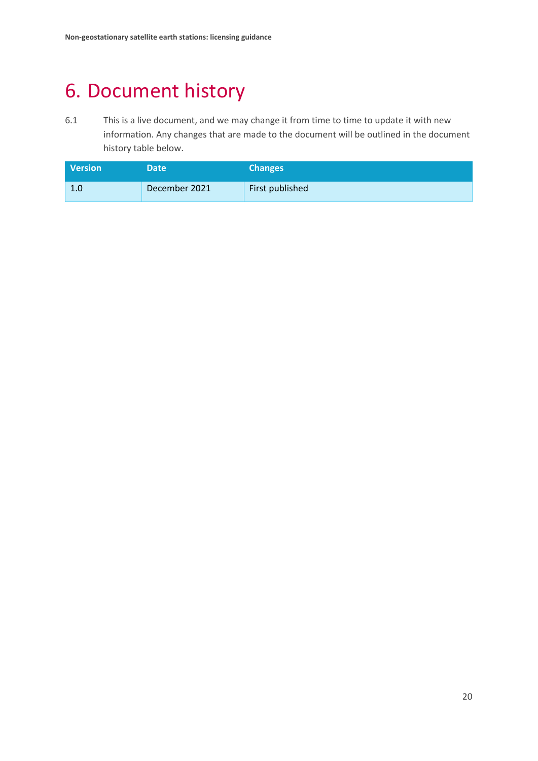# 6. Document history

6.1 This is a live document, and we may change it from time to time to update it with new information. Any changes that are made to the document will be outlined in the document history table below.

| Version | Date | Changes |
|---|---|---|
| 1.0 | December 2021 | First published |